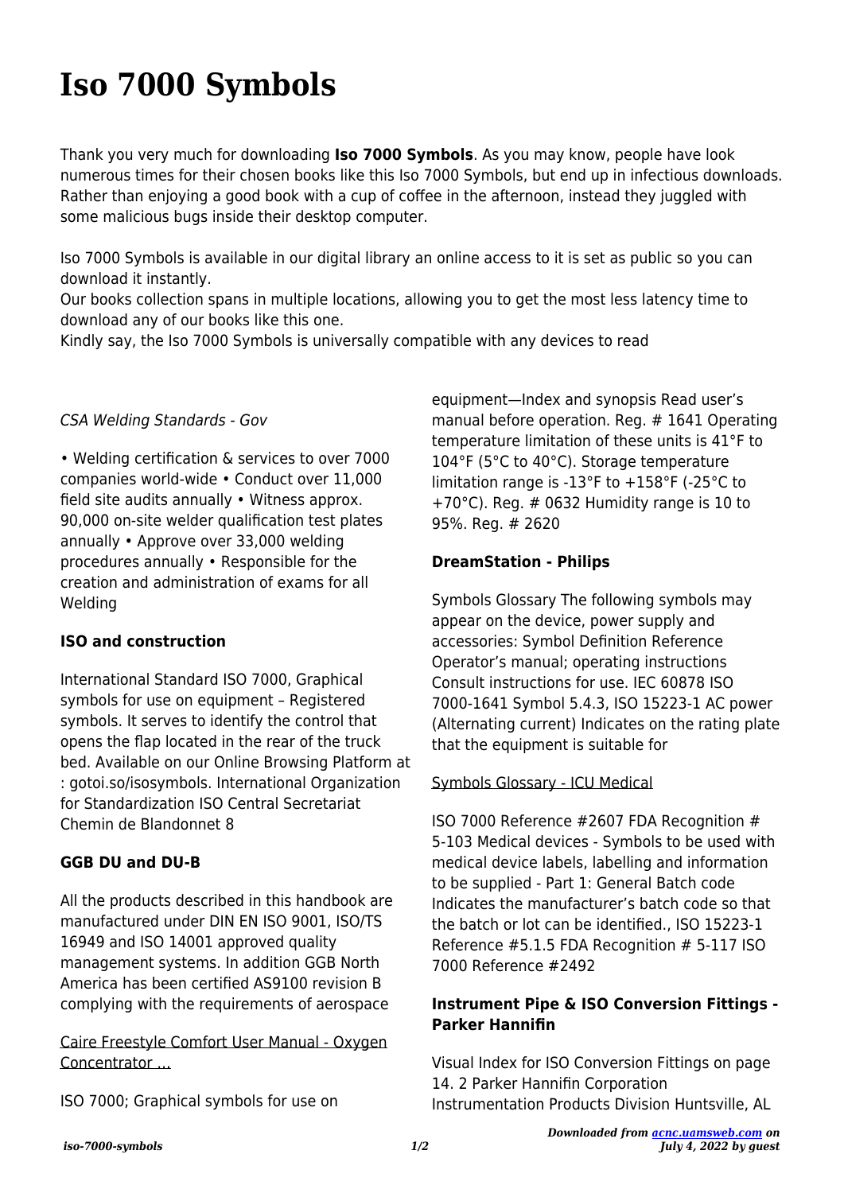# Iso 7000 Symbols

Thank you very much for downloading **Iso 7000 Symbols**. As you may know, people have look numerous times for their chosen books like this Iso 7000 Symbols, but end up in infectious downloads. Rather than enjoying a good book with a cup of coffee in the afternoon, instead they juggled with some malicious bugs inside their desktop computer.

Iso 7000 Symbols is available in our digital library an online access to it is set as public so you can download it instantly.
Our books collection spans in multiple locations, allowing you to get the most less latency time to download any of our books like this one.
Kindly say, the Iso 7000 Symbols is universally compatible with any devices to read

*CSA Welding Standards - Gov*

• Welding certification & services to over 7000 companies world-wide • Conduct over 11,000 field site audits annually • Witness approx. 90,000 on-site welder qualification test plates annually • Approve over 33,000 welding procedures annually • Responsible for the creation and administration of exams for all Welding

### ISO and construction

International Standard ISO 7000, Graphical symbols for use on equipment – Registered symbols. It serves to identify the control that opens the flap located in the rear of the truck bed. Available on our Online Browsing Platform at : gotoi.so/isosymbols. International Organization for Standardization ISO Central Secretariat Chemin de Blandonnet 8

### GGB DU and DU-B

All the products described in this handbook are manufactured under DIN EN ISO 9001, ISO/TS 16949 and ISO 14001 approved quality management systems. In addition GGB North America has been certified AS9100 revision B complying with the requirements of aerospace

Caire Freestyle Comfort User Manual - Oxygen Concentrator ...

ISO 7000; Graphical symbols for use on equipment—Index and synopsis Read user's manual before operation. Reg. # 1641 Operating temperature limitation of these units is 41°F to 104°F (5°C to 40°C). Storage temperature limitation range is -13°F to +158°F (-25°C to +70°C). Reg. # 0632 Humidity range is 10 to 95%. Reg. # 2620

### DreamStation - Philips

Symbols Glossary The following symbols may appear on the device, power supply and accessories: Symbol Definition Reference Operator's manual; operating instructions Consult instructions for use. IEC 60878 ISO 7000-1641 Symbol 5.4.3, ISO 15223-1 AC power (Alternating current) Indicates on the rating plate that the equipment is suitable for

Symbols Glossary - ICU Medical

ISO 7000 Reference #2607 FDA Recognition # 5-103 Medical devices - Symbols to be used with medical device labels, labelling and information to be supplied - Part 1: General Batch code Indicates the manufacturer's batch code so that the batch or lot can be identified., ISO 15223-1 Reference #5.1.5 FDA Recognition # 5-117 ISO 7000 Reference #2492

### Instrument Pipe & ISO Conversion Fittings - Parker Hannifin

Visual Index for ISO Conversion Fittings on page 14. 2 Parker Hannifin Corporation Instrumentation Products Division Huntsville, AL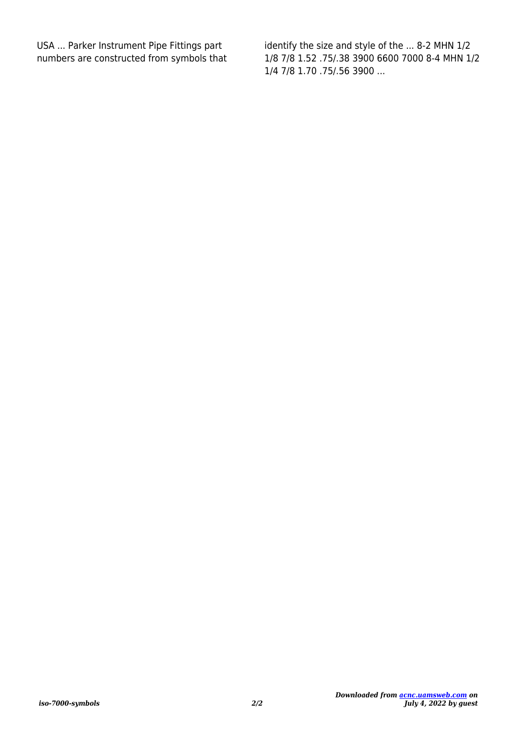USA ... Parker Instrument Pipe Fittings part numbers are constructed from symbols that identify the size and style of the ... 8-2 MHN 1/2 1/8 7/8 1.52 .75/.38 3900 6600 7000 8-4 MHN 1/2 1/4 7/8 1.70 .75/.56 3900 ...